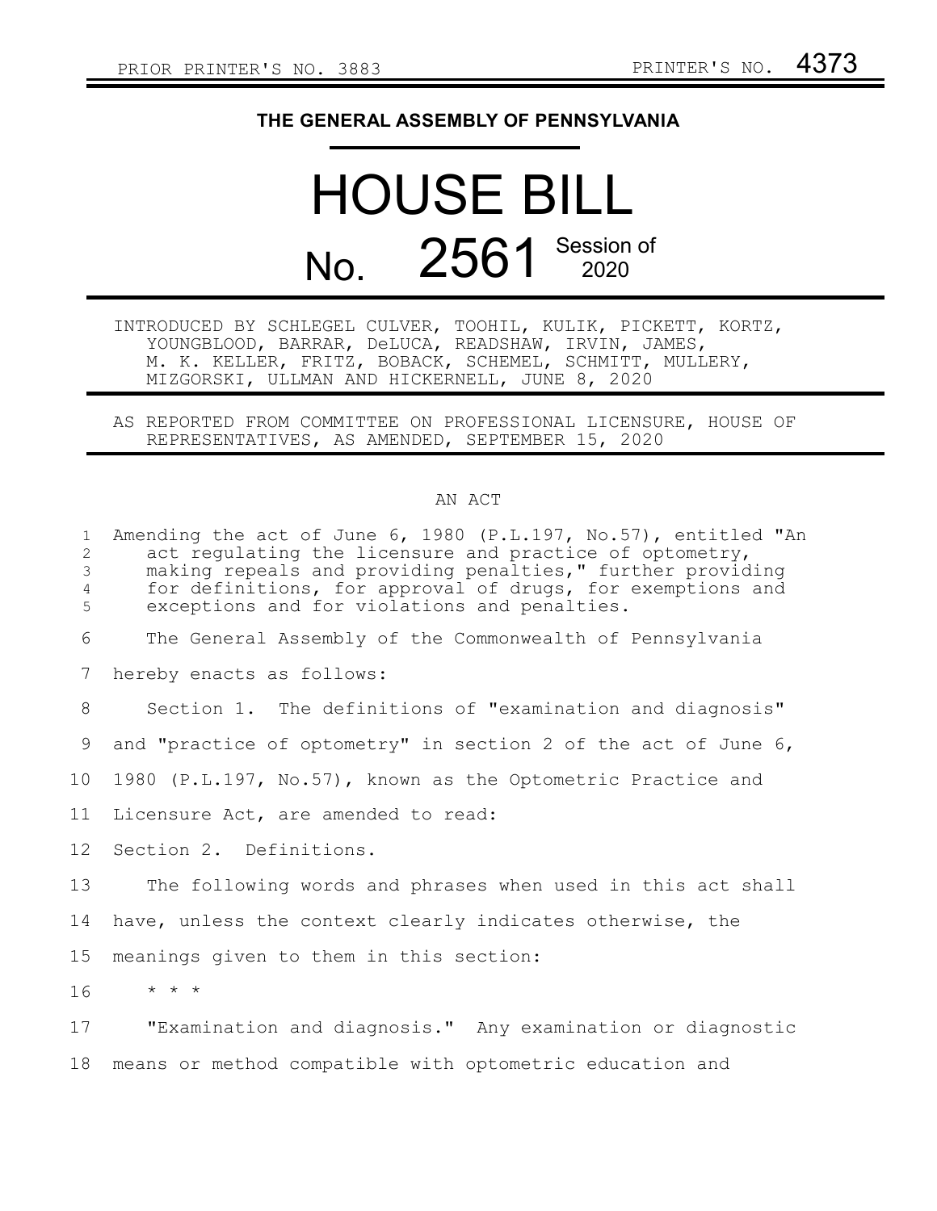PRIOR PRINTER'S NO. 3883 PRINTER'S NO. 4373

# THE GENERAL ASSEMBLY OF PENNSYLVANIA

# HOUSE BILL

# No. 2561 Session of 2020

INTRODUCED BY SCHLEGEL CULVER, TOOHIL, KULIK, PICKETT, KORTZ, YOUNGBLOOD, BARRAR, DeLUCA, READSHAW, IRVIN, JAMES, M. K. KELLER, FRITZ, BOBACK, SCHEMEL, SCHMITT, MULLERY, MIZGORSKI, ULLMAN AND HICKERNELL, JUNE 8, 2020

AS REPORTED FROM COMMITTEE ON PROFESSIONAL LICENSURE, HOUSE OF REPRESENTATIVES, AS AMENDED, SEPTEMBER 15, 2020

## AN ACT

Amending the act of June 6, 1980 (P.L.197, No.57), entitled "An act regulating the licensure and practice of optometry, making repeals and providing penalties," further providing for definitions, for approval of drugs, for exemptions and exceptions and for violations and penalties.

The General Assembly of the Commonwealth of Pennsylvania hereby enacts as follows:

Section 1. The definitions of "examination and diagnosis" and "practice of optometry" in section 2 of the act of June 6, 1980 (P.L.197, No.57), known as the Optometric Practice and Licensure Act, are amended to read:

Section 2. Definitions.

The following words and phrases when used in this act shall have, unless the context clearly indicates otherwise, the meanings given to them in this section:

\* \* \*

"Examination and diagnosis." Any examination or diagnostic means or method compatible with optometric education and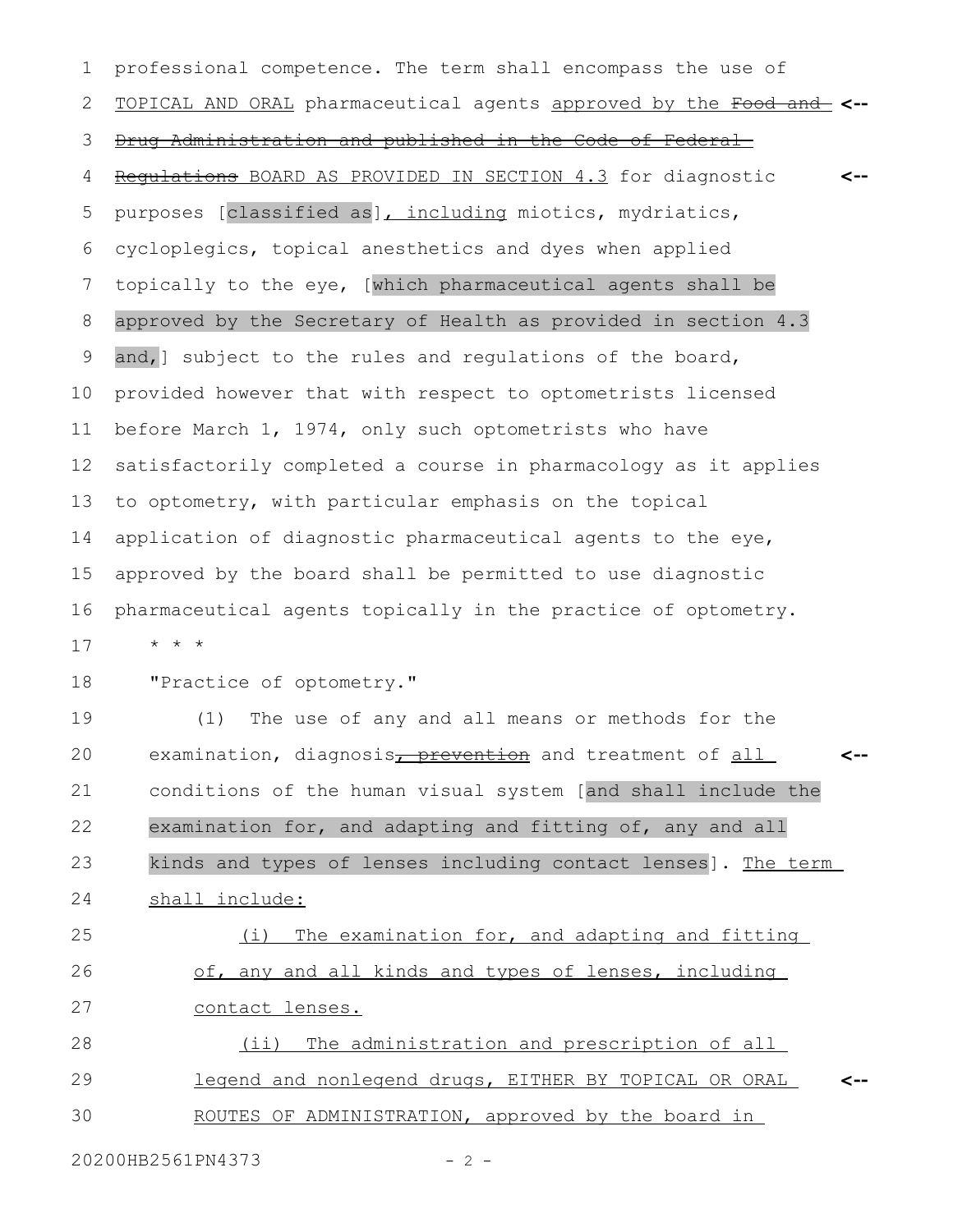professional competence. The term shall encompass the use of TOPICAL AND ORAL pharmaceutical agents approved by the ~~Food and Drug Administration and published in the Code of Federal Regulations~~ BOARD AS PROVIDED IN SECTION 4.3 for diagnostic purposes [classified as], including miotics, mydriatics, cycloplegics, topical anesthetics and dyes when applied topically to the eye, [which pharmaceutical agents shall be approved by the Secretary of Health as provided in section 4.3 and,] subject to the rules and regulations of the board, provided however that with respect to optometrists licensed before March 1, 1974, only such optometrists who have satisfactorily completed a course in pharmacology as it applies to optometry, with particular emphasis on the topical application of diagnostic pharmaceutical agents to the eye, approved by the board shall be permitted to use diagnostic pharmaceutical agents topically in the practice of optometry.

\* \* \*

"Practice of optometry."

(1) The use of any and all means or methods for the examination, diagnosis~~, prevention~~ and treatment of all conditions of the human visual system [and shall include the examination for, and adapting and fitting of, any and all kinds and types of lenses including contact lenses]. The term shall include:

(i) The examination for, and adapting and fitting of, any and all kinds and types of lenses, including contact lenses.

(ii) The administration and prescription of all legend and nonlegend drugs, EITHER BY TOPICAL OR ORAL ROUTES OF ADMINISTRATION, approved by the board in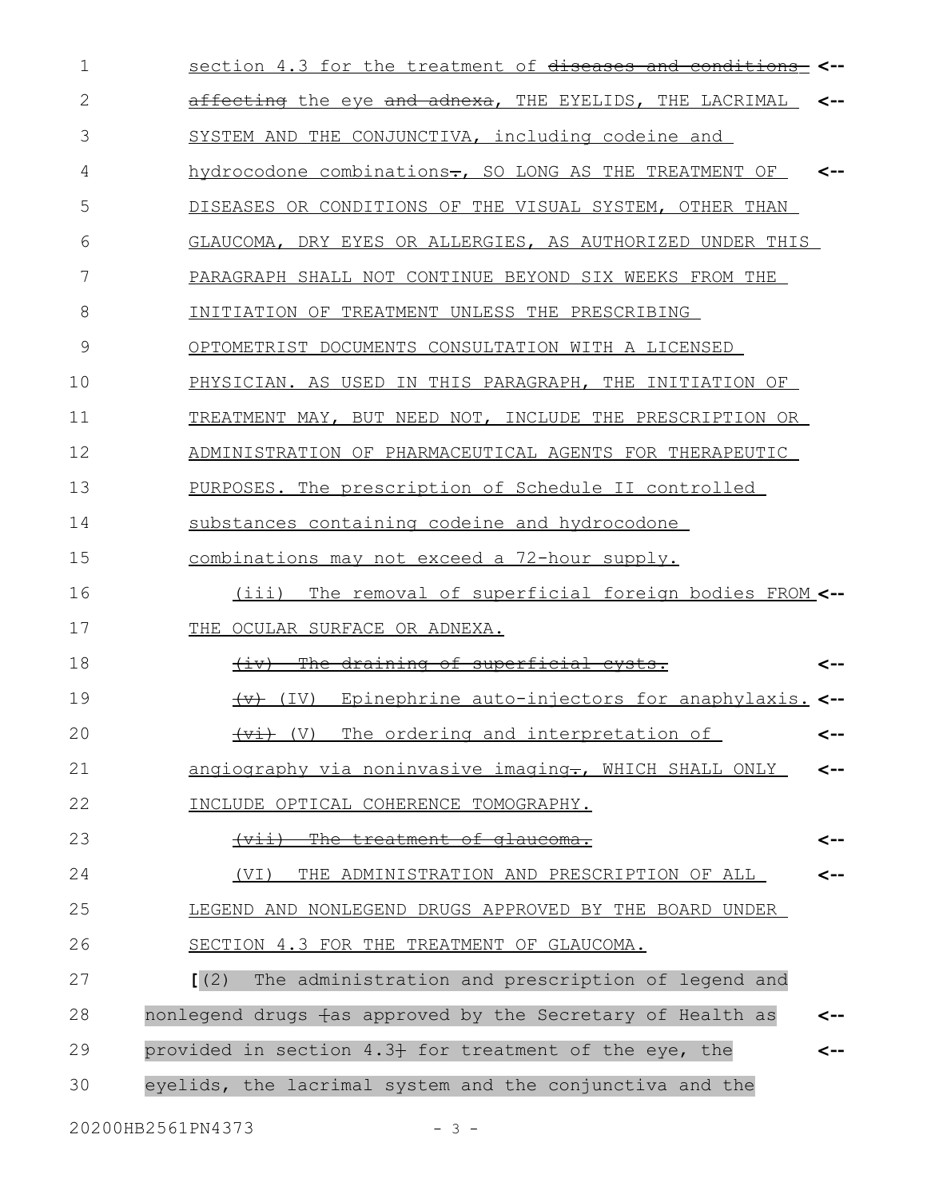section 4.3 for the treatment of ~~diseases and conditions~~ ~~affecting~~ the eye ~~and adnexa~~, THE EYELIDS, THE LACRIMAL SYSTEM AND THE CONJUNCTIVA, including codeine and hydrocodone combinations~~.~~, SO LONG AS THE TREATMENT OF DISEASES OR CONDITIONS OF THE VISUAL SYSTEM, OTHER THAN GLAUCOMA, DRY EYES OR ALLERGIES, AS AUTHORIZED UNDER THIS PARAGRAPH SHALL NOT CONTINUE BEYOND SIX WEEKS FROM THE INITIATION OF TREATMENT UNLESS THE PRESCRIBING OPTOMETRIST DOCUMENTS CONSULTATION WITH A LICENSED PHYSICIAN. AS USED IN THIS PARAGRAPH, THE INITIATION OF TREATMENT MAY, BUT NEED NOT, INCLUDE THE PRESCRIPTION OR ADMINISTRATION OF PHARMACEUTICAL AGENTS FOR THERAPEUTIC PURPOSES. The prescription of Schedule II controlled substances containing codeine and hydrocodone combinations may not exceed a 72-hour supply.

(iii) The removal of superficial foreign bodies FROM THE OCULAR SURFACE OR ADNEXA.

~~(iv) The draining of superficial cysts.~~

~~(v)~~ (IV) Epinephrine auto-injectors for anaphylaxis.

~~(vi)~~ (V) The ordering and interpretation of angiography via noninvasive imaging~~.~~, WHICH SHALL ONLY INCLUDE OPTICAL COHERENCE TOMOGRAPHY.

~~(vii) The treatment of glaucoma.~~

(VI) THE ADMINISTRATION AND PRESCRIPTION OF ALL LEGEND AND NONLEGEND DRUGS APPROVED BY THE BOARD UNDER SECTION 4.3 FOR THE TREATMENT OF GLAUCOMA.

[(2) The administration and prescription of legend and nonlegend drugs ~~[~~as approved by the Secretary of Health as provided in section 4.3~~]~~ for treatment of the eye, the eyelids, the lacrimal system and the conjunctiva and the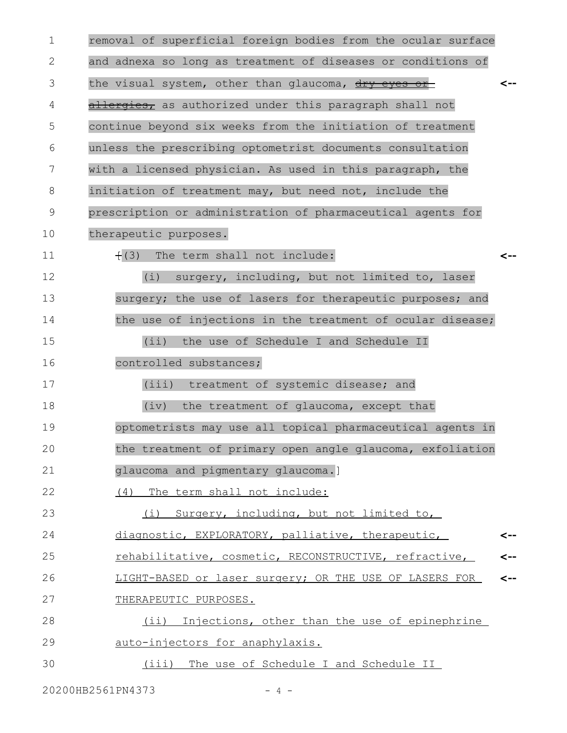removal of superficial foreign bodies from the ocular surface and adnexa so long as treatment of diseases or conditions of the visual system, other than glaucoma, ~~dry eyes or allergies,~~ as authorized under this paragraph shall not continue beyond six weeks from the initiation of treatment unless the prescribing optometrist documents consultation with a licensed physician. As used in this paragraph, the initiation of treatment may, but need not, include the prescription or administration of pharmaceutical agents for therapeutic purposes.

~~(~~(3) The term shall not include:

(i) surgery, including, but not limited to, laser surgery; the use of lasers for therapeutic purposes; and the use of injections in the treatment of ocular disease;

(ii) the use of Schedule I and Schedule II controlled substances;

(iii) treatment of systemic disease; and

(iv) the treatment of glaucoma, except that optometrists may use all topical pharmaceutical agents in the treatment of primary open angle glaucoma, exfoliation glaucoma and pigmentary glaucoma.]

<u>(4) The term shall not include:</u>

<u>(i) Surgery, including, but not limited to, diagnostic, EXPLORATORY, palliative, therapeutic, rehabilitative, cosmetic, RECONSTRUCTIVE, refractive, LIGHT-BASED or laser surgery; OR THE USE OF LASERS FOR THERAPEUTIC PURPOSES.</u>

<u>(ii) Injections, other than the use of epinephrine auto-injectors for anaphylaxis.</u>

<u>(iii) The use of Schedule I and Schedule II</u>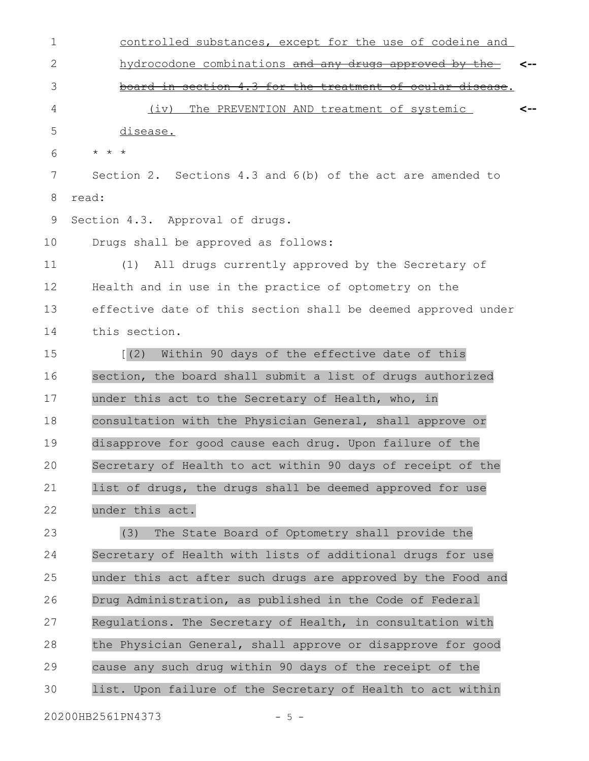controlled substances, except for the use of codeine and hydrocodone combinations ~~and any drugs approved by the board in section 4.3 for the treatment of ocular disease~~. <--

(iv) The PREVENTION AND treatment of systemic disease. <--

* * *

Section 2. Sections 4.3 and 6(b) of the act are amended to read:

Section 4.3. Approval of drugs.

Drugs shall be approved as follows:

(1) All drugs currently approved by the Secretary of Health and in use in the practice of optometry on the effective date of this section shall be deemed approved under this section.

[(2) Within 90 days of the effective date of this section, the board shall submit a list of drugs authorized under this act to the Secretary of Health, who, in consultation with the Physician General, shall approve or disapprove for good cause each drug. Upon failure of the Secretary of Health to act within 90 days of receipt of the list of drugs, the drugs shall be deemed approved for use under this act.

(3) The State Board of Optometry shall provide the Secretary of Health with lists of additional drugs for use under this act after such drugs are approved by the Food and Drug Administration, as published in the Code of Federal Regulations. The Secretary of Health, in consultation with the Physician General, shall approve or disapprove for good cause any such drug within 90 days of the receipt of the list. Upon failure of the Secretary of Health to act within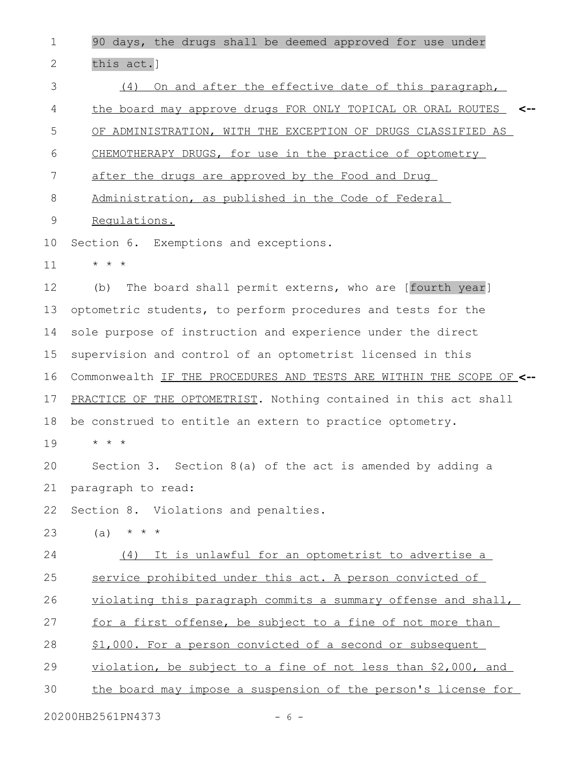90 days, the drugs shall be deemed approved for use under this act.]

(4) On and after the effective date of this paragraph, the board may approve drugs FOR ONLY TOPICAL OR ORAL ROUTES OF ADMINISTRATION, WITH THE EXCEPTION OF DRUGS CLASSIFIED AS CHEMOTHERAPY DRUGS, for use in the practice of optometry after the drugs are approved by the Food and Drug Administration, as published in the Code of Federal Regulations.

Section 6. Exemptions and exceptions.

* * *

(b) The board shall permit externs, who are [fourth year] optometric students, to perform procedures and tests for the sole purpose of instruction and experience under the direct supervision and control of an optometrist licensed in this Commonwealth IF THE PROCEDURES AND TESTS ARE WITHIN THE SCOPE OF PRACTICE OF THE OPTOMETRIST. Nothing contained in this act shall be construed to entitle an extern to practice optometry.

* * *

Section 3. Section 8(a) of the act is amended by adding a paragraph to read:

Section 8. Violations and penalties.

(a) * * *

(4) It is unlawful for an optometrist to advertise a service prohibited under this act. A person convicted of violating this paragraph commits a summary offense and shall, for a first offense, be subject to a fine of not more than $1,000. For a person convicted of a second or subsequent violation, be subject to a fine of not less than $2,000, and the board may impose a suspension of the person's license for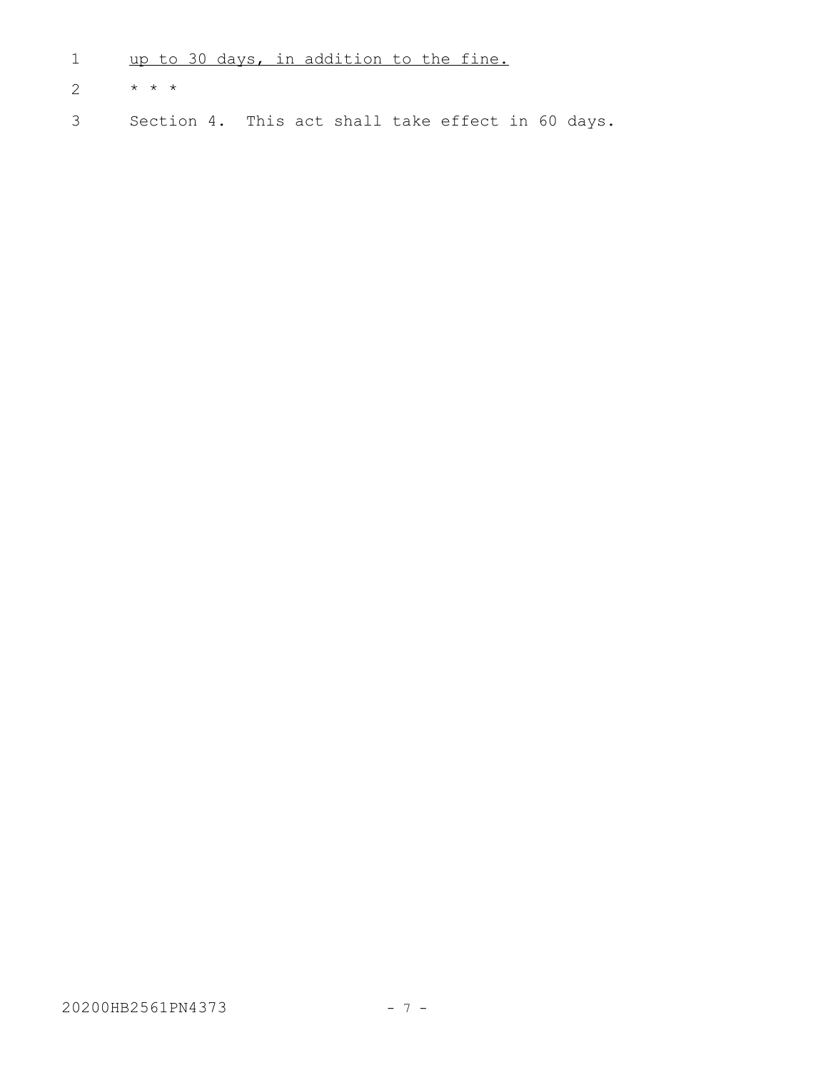<u>up to 30 days, in addition to the fine.</u>

* * *

Section 4. This act shall take effect in 60 days.